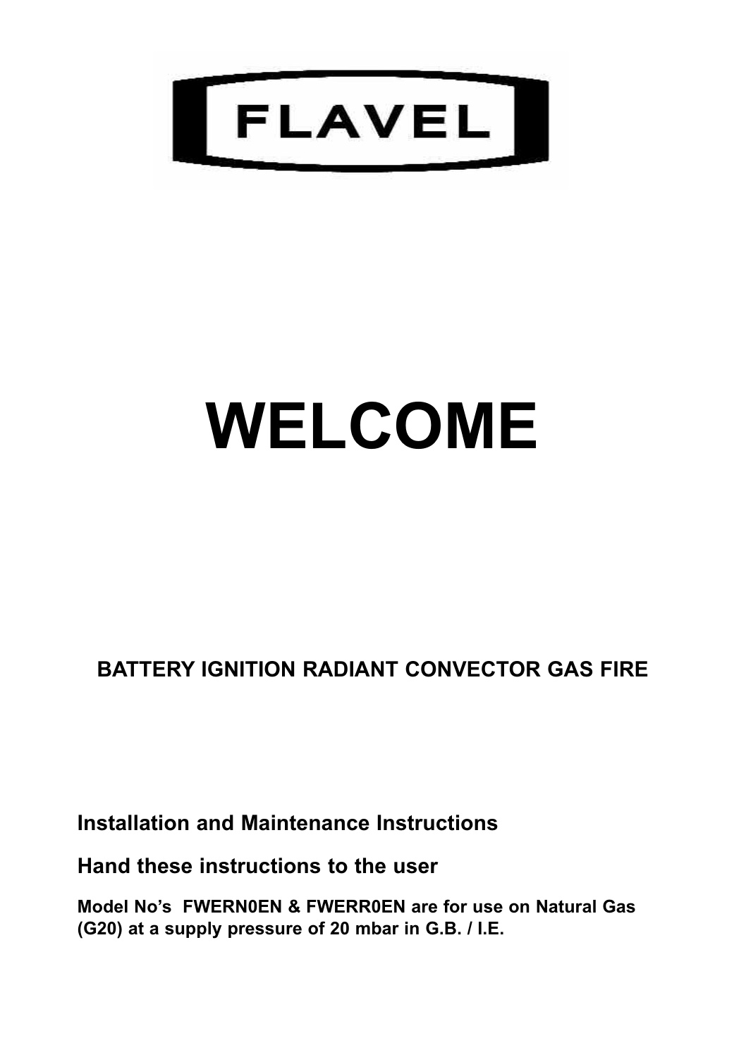FLAVEL

# WELCOME

## BATTERY IGNITION RADIANT CONVECTOR GAS FIRE

**Installation and Maintenance Instructions**

**Hand these instructions to the user**

**Model No's FWERN0EN & FWERR0EN are for use on Natural Gas (G20) at a supply pressure of 20 mbar in G.B. / I.E.**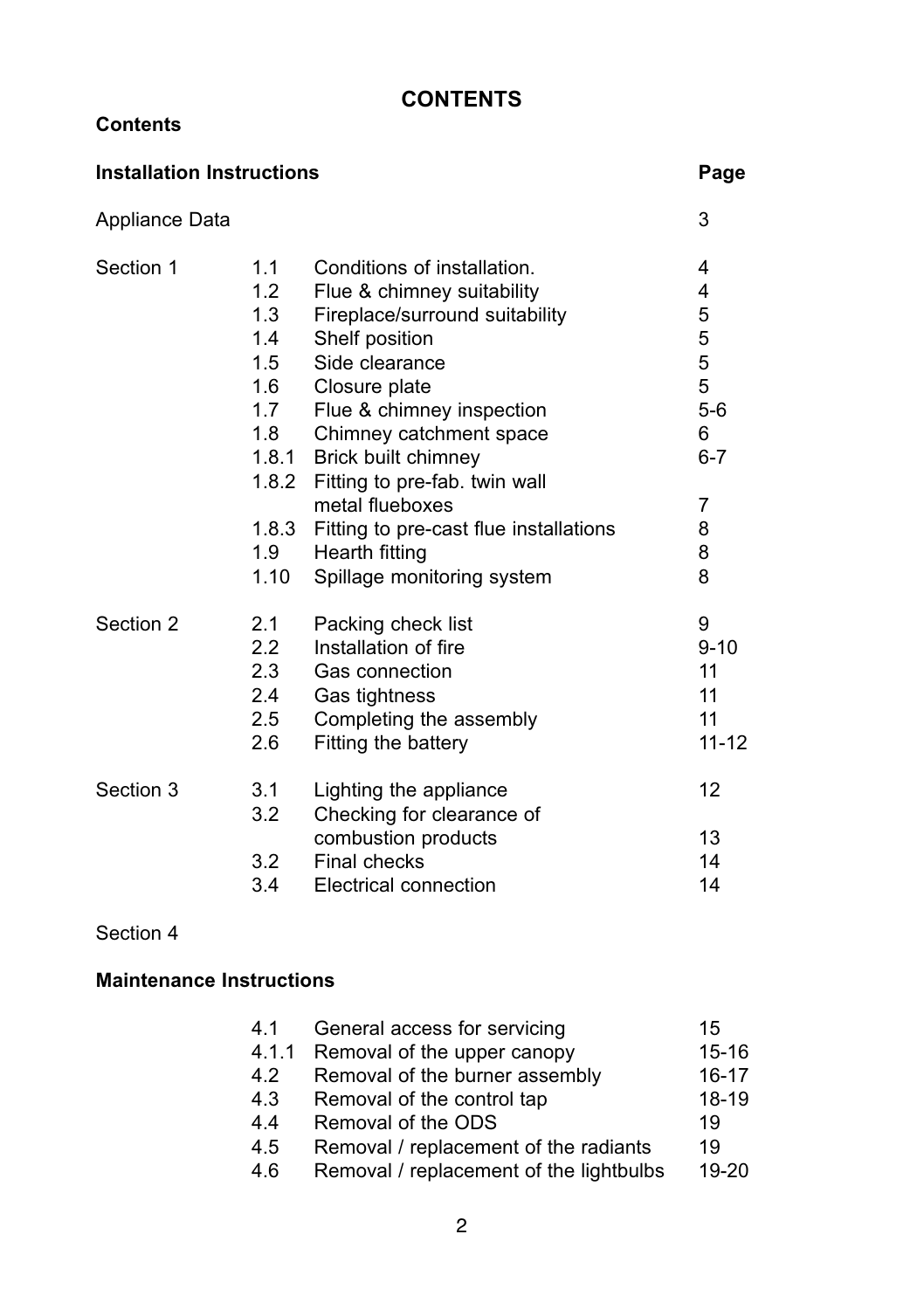# CONTENTS

**Contents**

| **Installation Instructions** | | | **Page** |
|---|---|---|---|
| Appliance Data | | | 3 |
| Section 1 | 1.1 | Conditions of installation. | 4 |
| | 1.2 | Flue & chimney suitability | 4 |
| | 1.3 | Fireplace/surround suitability | 5 |
| | 1.4 | Shelf position | 5 |
| | 1.5 | Side clearance | 5 |
| | 1.6 | Closure plate | 5 |
| | 1.7 | Flue & chimney inspection | 5-6 |
| | 1.8 | Chimney catchment space | 6 |
| | 1.8.1 | Brick built chimney | 6-7 |
| | 1.8.2 | Fitting to pre-fab. twin wall metal flueboxes | 7 |
| | 1.8.3 | Fitting to pre-cast flue installations | 8 |
| | 1.9 | Hearth fitting | 8 |
| | 1.10 | Spillage monitoring system | 8 |
| Section 2 | 2.1 | Packing check list | 9 |
| | 2.2 | Installation of fire | 9-10 |
| | 2.3 | Gas connection | 11 |
| | 2.4 | Gas tightness | 11 |
| | 2.5 | Completing the assembly | 11 |
| | 2.6 | Fitting the battery | 11-12 |
| Section 3 | 3.1 | Lighting the appliance | 12 |
| | 3.2 | Checking for clearance of combustion products | 13 |
| | 3.2 | Final checks | 14 |
| | 3.4 | Electrical connection | 14 |

Section 4

**Maintenance Instructions**

| | | |
|---|---|---|
| 4.1 | General access for servicing | 15 |
| 4.1.1 | Removal of the upper canopy | 15-16 |
| 4.2 | Removal of the burner assembly | 16-17 |
| 4.3 | Removal of the control tap | 18-19 |
| 4.4 | Removal of the ODS | 19 |
| 4.5 | Removal / replacement of the radiants | 19 |
| 4.6 | Removal / replacement of the lightbulbs | 19-20 |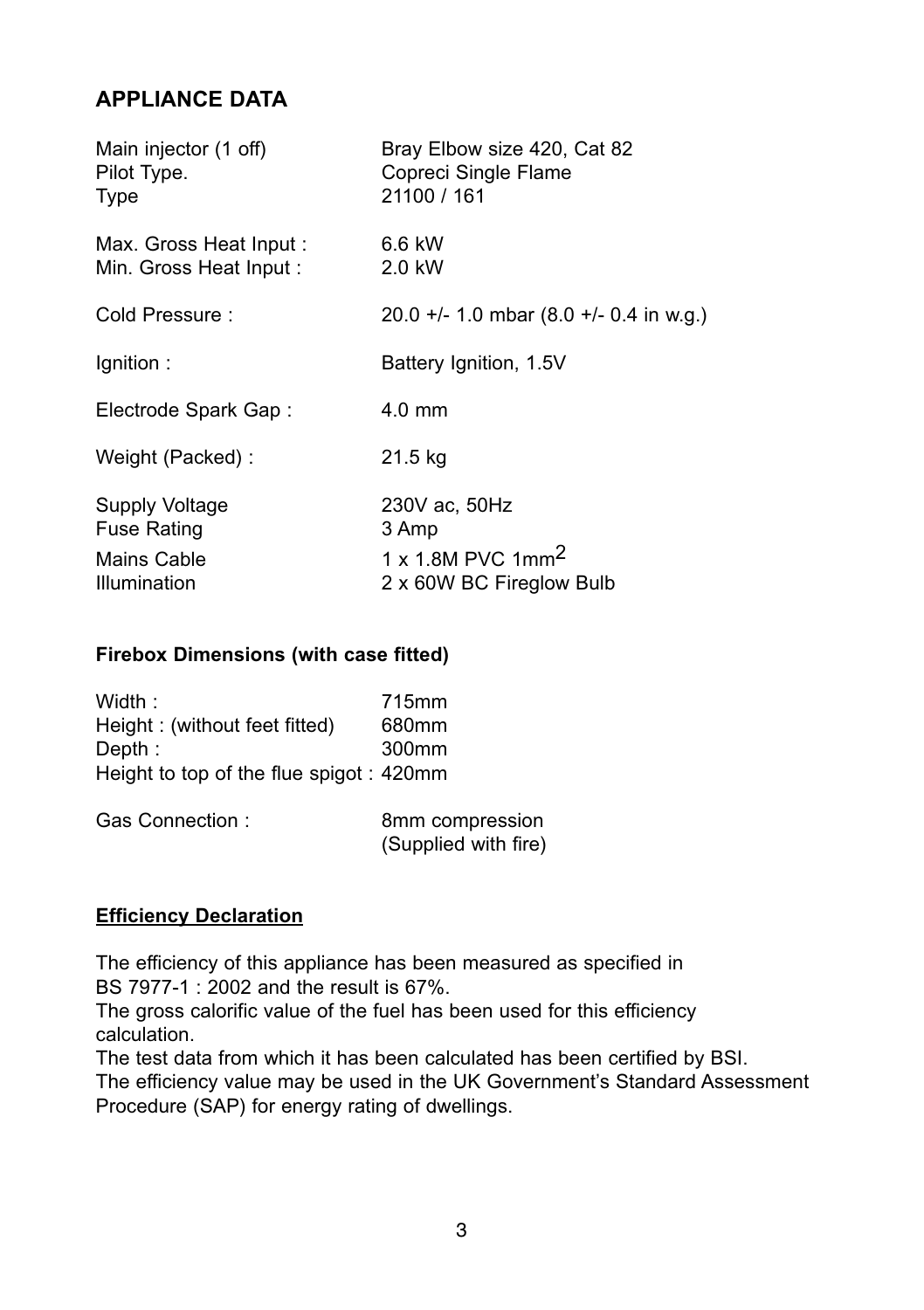## APPLIANCE DATA

| | |
|---|---|
| Main injector (1 off) | Bray Elbow size 420, Cat 82 |
| Pilot Type. | Copreci Single Flame |
| Type | 21100 / 161 |
| Max. Gross Heat Input : | 6.6 kW |
| Min. Gross Heat Input : | 2.0 kW |
| Cold Pressure : | 20.0 +/- 1.0 mbar (8.0 +/- 0.4 in w.g.) |
| Ignition : | Battery Ignition, 1.5V |
| Electrode Spark Gap : | 4.0 mm |
| Weight (Packed) : | 21.5 kg |
| Supply Voltage | 230V ac, 50Hz |
| Fuse Rating | 3 Amp |
| Mains Cable | 1 x 1.8M PVC 1mm$^2$ |
| Illumination | 2 x 60W BC Fireglow Bulb |

### Firebox Dimensions (with case fitted)

| | |
|---|---|
| Width : | 715mm |
| Height : (without feet fitted) | 680mm |
| Depth : | 300mm |
| Height to top of the flue spigot : | 420mm |
| Gas Connection : | 8mm compression (Supplied with fire) |

### Efficiency Declaration

The efficiency of this appliance has been measured as specified in BS 7977-1 : 2002 and the result is 67%.
The gross calorific value of the fuel has been used for this efficiency calculation.
The test data from which it has been calculated has been certified by BSI.
The efficiency value may be used in the UK Government's Standard Assessment Procedure (SAP) for energy rating of dwellings.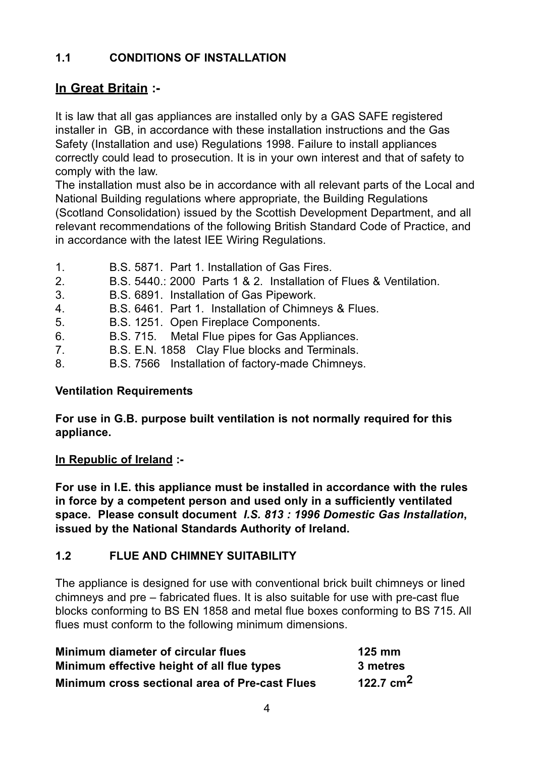## 1.1 CONDITIONS OF INSTALLATION

### <u>In Great Britain</u> :-

It is law that all gas appliances are installed only by a GAS SAFE registered installer in GB, in accordance with these installation instructions and the Gas Safety (Installation and use) Regulations 1998. Failure to install appliances correctly could lead to prosecution. It is in your own interest and that of safety to comply with the law.
The installation must also be in accordance with all relevant parts of the Local and National Building regulations where appropriate, the Building Regulations (Scotland Consolidation) issued by the Scottish Development Department, and all relevant recommendations of the following British Standard Code of Practice, and in accordance with the latest IEE Wiring Regulations.

1. B.S. 5871. Part 1. Installation of Gas Fires.
2. B.S. 5440.: 2000 Parts 1 & 2. Installation of Flues & Ventilation.
3. B.S. 6891. Installation of Gas Pipework.
4. B.S. 6461. Part 1. Installation of Chimneys & Flues.
5. B.S. 1251. Open Fireplace Components.
6. B.S. 715. Metal Flue pipes for Gas Appliances.
7. B.S. E.N. 1858 Clay Flue blocks and Terminals.
8. B.S. 7566 Installation of factory-made Chimneys.

**Ventilation Requirements**

**For use in G.B. purpose built ventilation is not normally required for this appliance.**

**<u>In Republic of Ireland</u> :-**

**For use in I.E. this appliance must be installed in accordance with the rules in force by a competent person and used only in a sufficiently ventilated space. Please consult document *I.S. 813 : 1996 Domestic Gas Installation*, issued by the National Standards Authority of Ireland.**

## 1.2 FLUE AND CHIMNEY SUITABILITY

The appliance is designed for use with conventional brick built chimneys or lined chimneys and pre – fabricated flues. It is also suitable for use with pre-cast flue blocks conforming to BS EN 1858 and metal flue boxes conforming to BS 715. All flues must conform to the following minimum dimensions.

| | |
|---|---|
| **Minimum diameter of circular flues** | **125 mm** |
| **Minimum effective height of all flue types** | **3 metres** |
| **Minimum cross sectional area of Pre-cast Flues** | **122.7 $cm^2$** |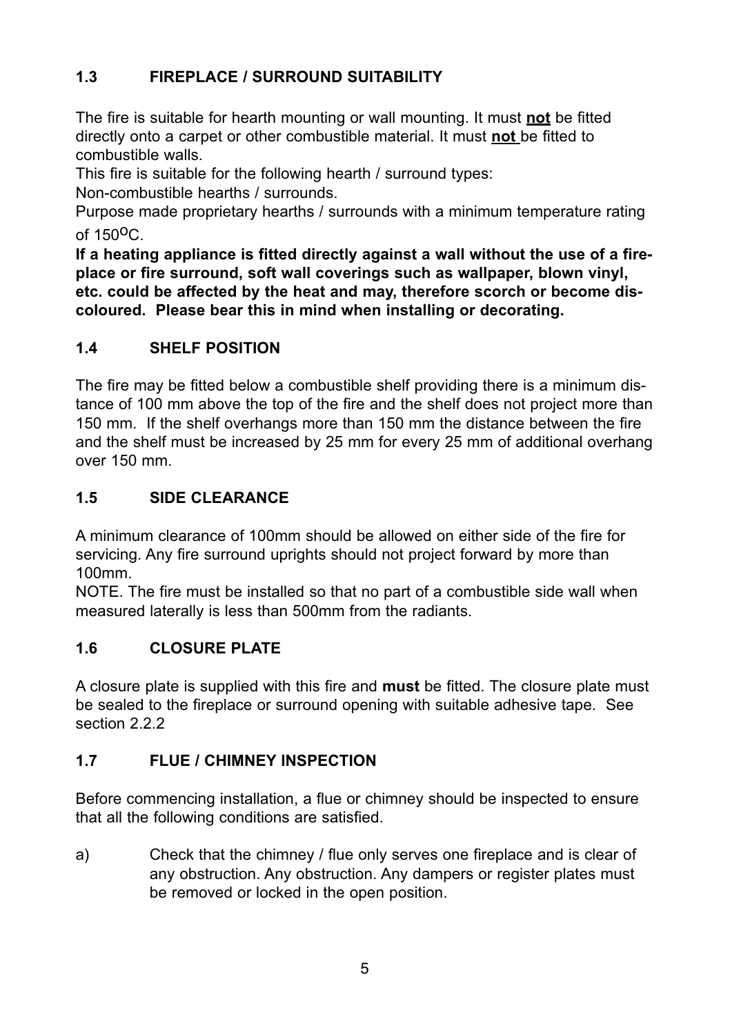## 1.3 FIREPLACE / SURROUND SUITABILITY

The fire is suitable for hearth mounting or wall mounting. It must **not** be fitted directly onto a carpet or other combustible material. It must **not** be fitted to combustible walls.

This fire is suitable for the following hearth / surround types:

Non-combustible hearths / surrounds.

Purpose made proprietary hearths / surrounds with a minimum temperature rating of 150°C.

**If a heating appliance is fitted directly against a wall without the use of a fireplace or fire surround, soft wall coverings such as wallpaper, blown vinyl, etc. could be affected by the heat and may, therefore scorch or become discoloured. Please bear this in mind when installing or decorating.**

## 1.4 SHELF POSITION

The fire may be fitted below a combustible shelf providing there is a minimum distance of 100 mm above the top of the fire and the shelf does not project more than 150 mm. If the shelf overhangs more than 150 mm the distance between the fire and the shelf must be increased by 25 mm for every 25 mm of additional overhang over 150 mm.

## 1.5 SIDE CLEARANCE

A minimum clearance of 100mm should be allowed on either side of the fire for servicing. Any fire surround uprights should not project forward by more than 100mm.

NOTE. The fire must be installed so that no part of a combustible side wall when measured laterally is less than 500mm from the radiants.

## 1.6 CLOSURE PLATE

A closure plate is supplied with this fire and **must** be fitted. The closure plate must be sealed to the fireplace or surround opening with suitable adhesive tape. See section 2.2.2

## 1.7 FLUE / CHIMNEY INSPECTION

Before commencing installation, a flue or chimney should be inspected to ensure that all the following conditions are satisfied.

a) Check that the chimney / flue only serves one fireplace and is clear of any obstruction. Any obstruction. Any dampers or register plates must be removed or locked in the open position.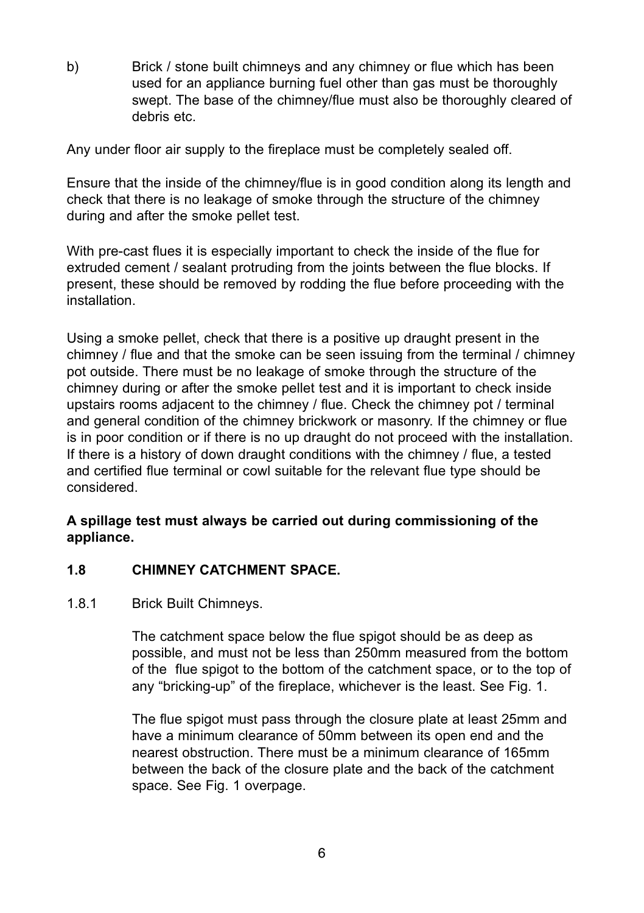b) Brick / stone built chimneys and any chimney or flue which has been used for an appliance burning fuel other than gas must be thoroughly swept. The base of the chimney/flue must also be thoroughly cleared of debris etc.

Any under floor air supply to the fireplace must be completely sealed off.

Ensure that the inside of the chimney/flue is in good condition along its length and check that there is no leakage of smoke through the structure of the chimney during and after the smoke pellet test.

With pre-cast flues it is especially important to check the inside of the flue for extruded cement / sealant protruding from the joints between the flue blocks. If present, these should be removed by rodding the flue before proceeding with the installation.

Using a smoke pellet, check that there is a positive up draught present in the chimney / flue and that the smoke can be seen issuing from the terminal / chimney pot outside. There must be no leakage of smoke through the structure of the chimney during or after the smoke pellet test and it is important to check inside upstairs rooms adjacent to the chimney / flue. Check the chimney pot / terminal and general condition of the chimney brickwork or masonry. If the chimney or flue is in poor condition or if there is no up draught do not proceed with the installation. If there is a history of down draught conditions with the chimney / flue, a tested and certified flue terminal or cowl suitable for the relevant flue type should be considered.

**A spillage test must always be carried out during commissioning of the appliance.**

## 1.8 CHIMNEY CATCHMENT SPACE.

1.8.1 Brick Built Chimneys.

The catchment space below the flue spigot should be as deep as possible, and must not be less than 250mm measured from the bottom of the flue spigot to the bottom of the catchment space, or to the top of any “bricking-up” of the fireplace, whichever is the least. See Fig. 1.

The flue spigot must pass through the closure plate at least 25mm and have a minimum clearance of 50mm between its open end and the nearest obstruction. There must be a minimum clearance of 165mm between the back of the closure plate and the back of the catchment space. See Fig. 1 overpage.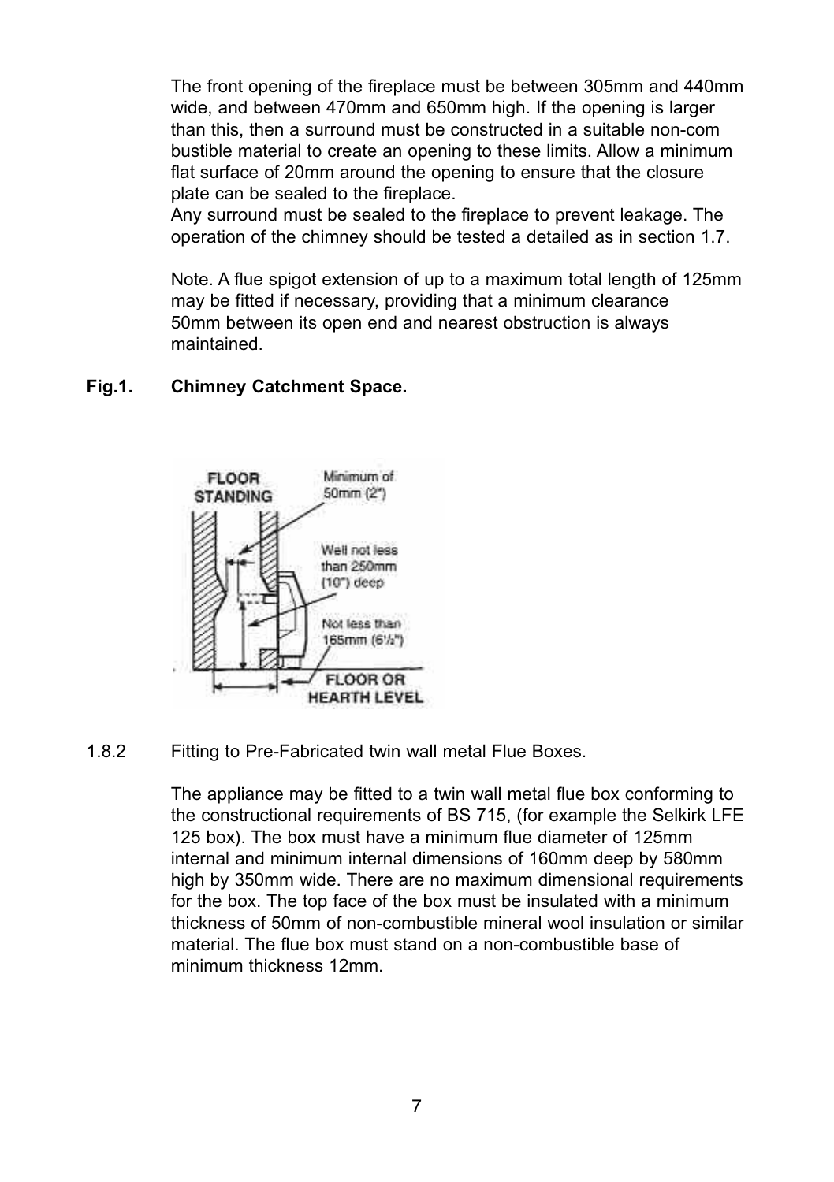The front opening of the fireplace must be between 305mm and 440mm wide, and between 470mm and 650mm high. If the opening is larger than this, then a surround must be constructed in a suitable non-com bustible material to create an opening to these limits. Allow a minimum flat surface of 20mm around the opening to ensure that the closure plate can be sealed to the fireplace.
Any surround must be sealed to the fireplace to prevent leakage. The operation of the chimney should be tested a detailed as in section 1.7.

Note. A flue spigot extension of up to a maximum total length of 125mm may be fitted if necessary, providing that a minimum clearance 50mm between its open end and nearest obstruction is always maintained.

**Fig.1. Chimney Catchment Space.**

FLOOR STANDING

Minimum of 50mm (2")

Well not less than 250mm (10") deep

Not less than 165mm (6½")

FLOOR OR HEARTH LEVEL

1.8.2 Fitting to Pre-Fabricated twin wall metal Flue Boxes.

The appliance may be fitted to a twin wall metal flue box conforming to the constructional requirements of BS 715, (for example the Selkirk LFE 125 box). The box must have a minimum flue diameter of 125mm internal and minimum internal dimensions of 160mm deep by 580mm high by 350mm wide. There are no maximum dimensional requirements for the box. The top face of the box must be insulated with a minimum thickness of 50mm of non-combustible mineral wool insulation or similar material. The flue box must stand on a non-combustible base of minimum thickness 12mm.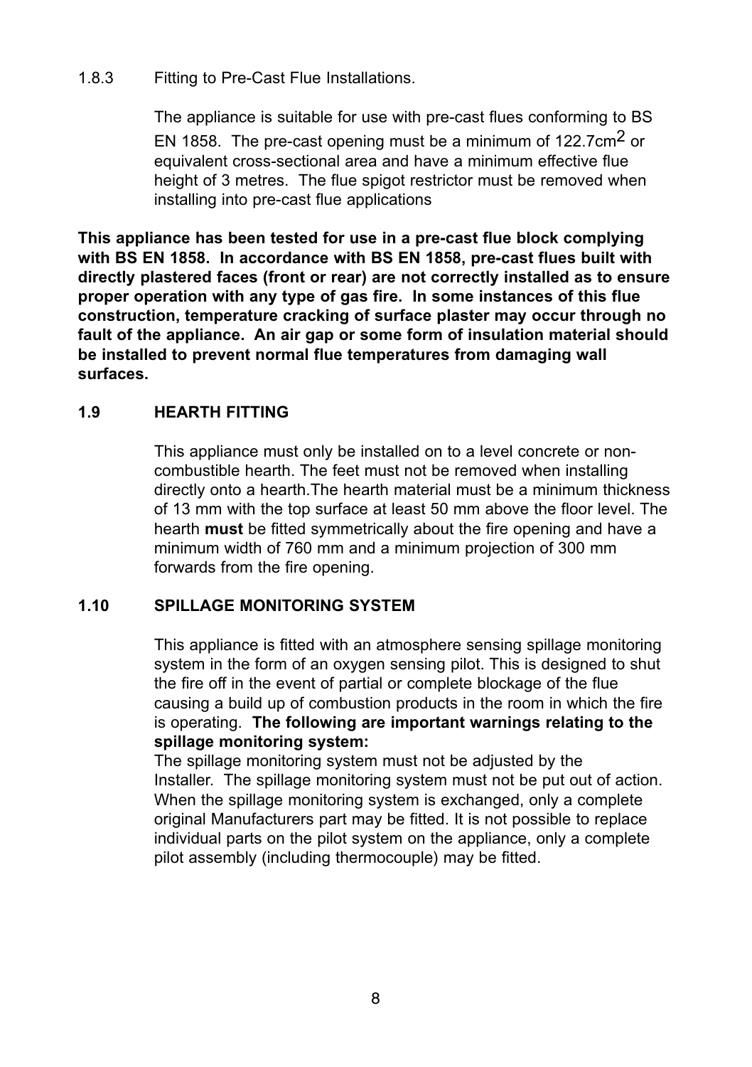1.8.3 Fitting to Pre-Cast Flue Installations.

The appliance is suitable for use with pre-cast flues conforming to BS EN 1858. The pre-cast opening must be a minimum of 122.7cm$^2$ or equivalent cross-sectional area and have a minimum effective flue height of 3 metres. The flue spigot restrictor must be removed when installing into pre-cast flue applications

**This appliance has been tested for use in a pre-cast flue block complying with BS EN 1858. In accordance with BS EN 1858, pre-cast flues built with directly plastered faces (front or rear) are not correctly installed as to ensure proper operation with any type of gas fire. In some instances of this flue construction, temperature cracking of surface plaster may occur through no fault of the appliance. An air gap or some form of insulation material should be installed to prevent normal flue temperatures from damaging wall surfaces.**

## 1.9 HEARTH FITTING

This appliance must only be installed on to a level concrete or non-combustible hearth. The feet must not be removed when installing directly onto a hearth.The hearth material must be a minimum thickness of 13 mm with the top surface at least 50 mm above the floor level. The hearth **must** be fitted symmetrically about the fire opening and have a minimum width of 760 mm and a minimum projection of 300 mm forwards from the fire opening.

## 1.10 SPILLAGE MONITORING SYSTEM

This appliance is fitted with an atmosphere sensing spillage monitoring system in the form of an oxygen sensing pilot. This is designed to shut the fire off in the event of partial or complete blockage of the flue causing a build up of combustion products in the room in which the fire is operating. **The following are important warnings relating to the spillage monitoring system:**

The spillage monitoring system must not be adjusted by the Installer. The spillage monitoring system must not be put out of action. When the spillage monitoring system is exchanged, only a complete original Manufacturers part may be fitted. It is not possible to replace individual parts on the pilot system on the appliance, only a complete pilot assembly (including thermocouple) may be fitted.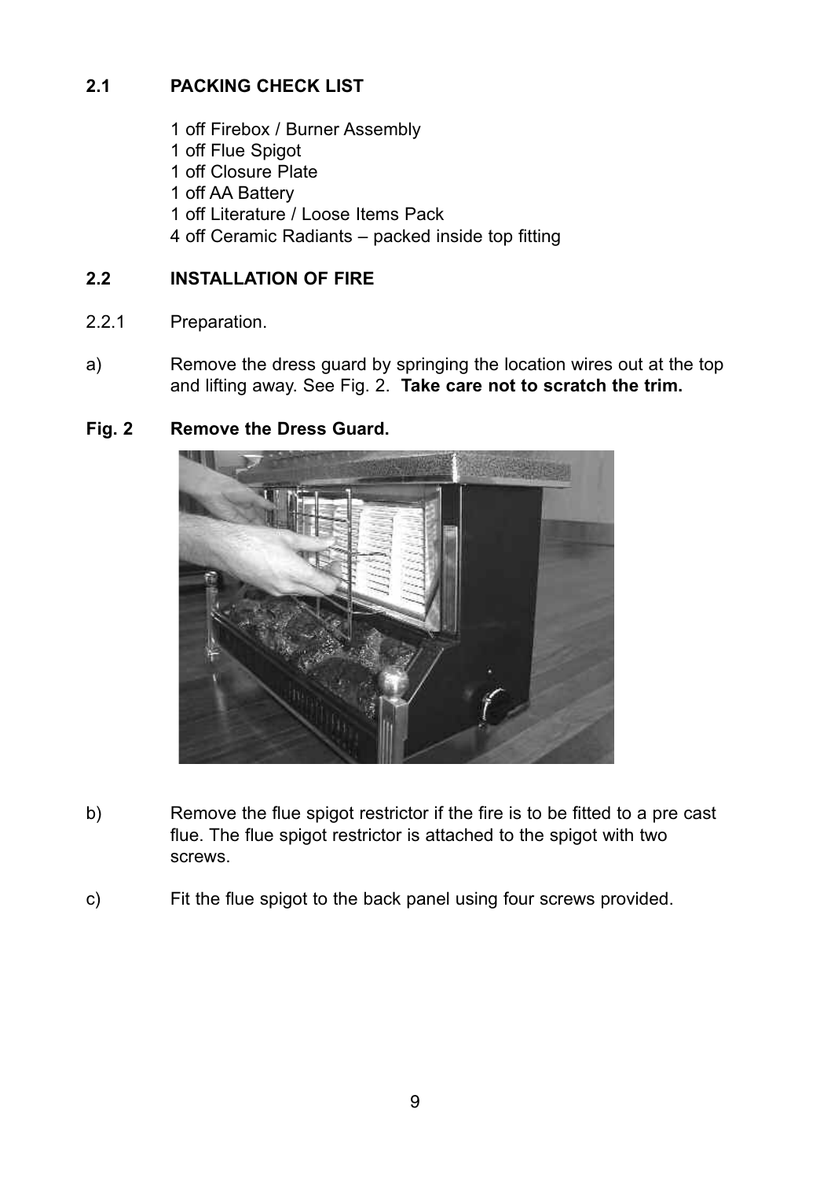## 2.1 PACKING CHECK LIST

1 off Firebox / Burner Assembly
1 off Flue Spigot
1 off Closure Plate
1 off AA Battery
1 off Literature / Loose Items Pack
4 off Ceramic Radiants – packed inside top fitting

## 2.2 INSTALLATION OF FIRE

2.2.1 Preparation.

a) Remove the dress guard by springing the location wires out at the top and lifting away. See Fig. 2. **Take care not to scratch the trim.**

**Fig. 2 Remove the Dress Guard.**

b) Remove the flue spigot restrictor if the fire is to be fitted to a pre cast flue. The flue spigot restrictor is attached to the spigot with two screws.

c) Fit the flue spigot to the back panel using four screws provided.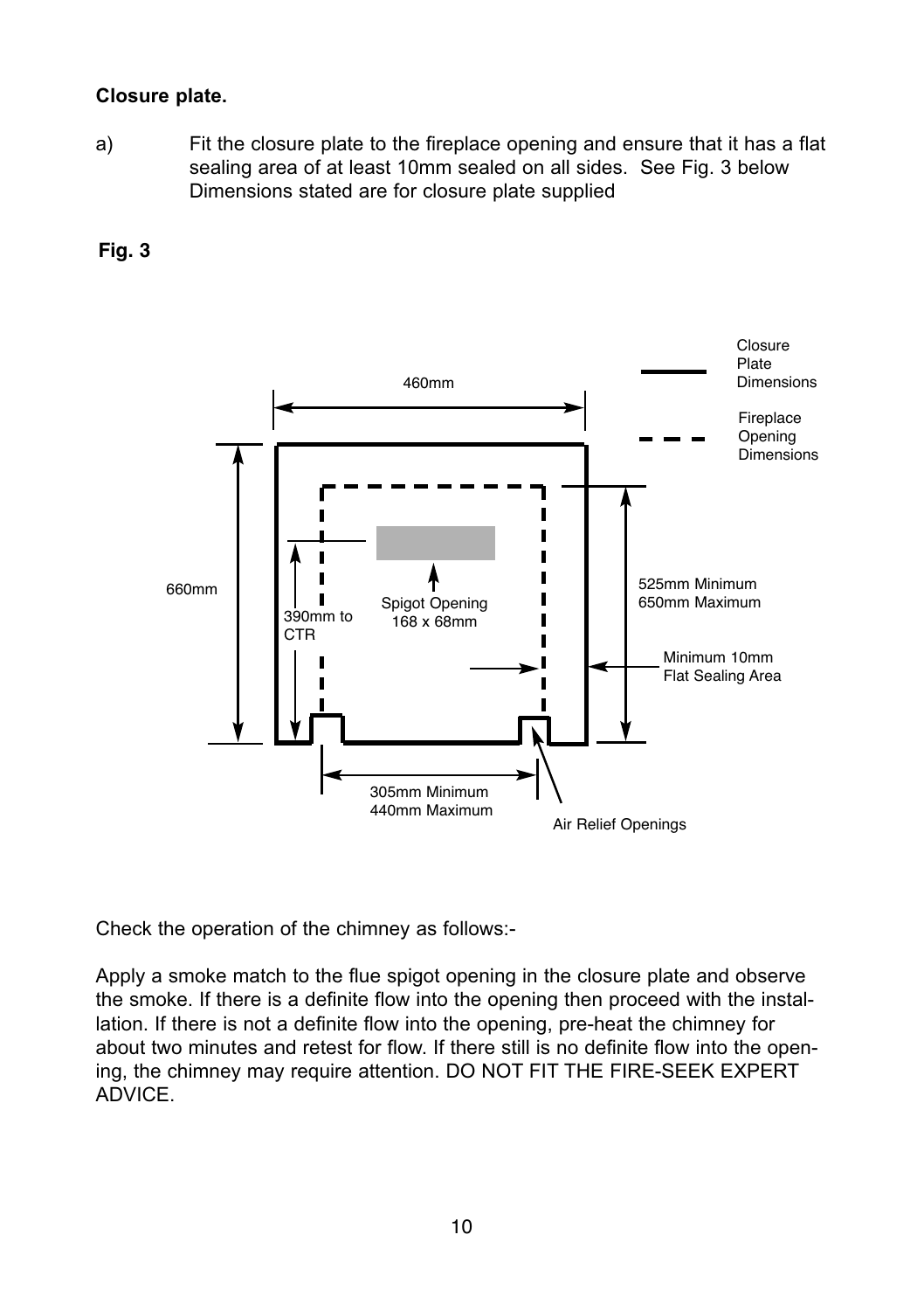**Closure plate.**

a) Fit the closure plate to the fireplace opening and ensure that it has a flat sealing area of at least 10mm sealed on all sides. See Fig. 3 below Dimensions stated are for closure plate supplied

**Fig. 3**

Closure Plate Dimensions

Fireplace Opening Dimensions

460mm

660mm

390mm to CTR

Spigot Opening 168 x 68mm

525mm Minimum 650mm Maximum

Minimum 10mm Flat Sealing Area

305mm Minimum 440mm Maximum

Air Relief Openings

Check the operation of the chimney as follows:-

Apply a smoke match to the flue spigot opening in the closure plate and observe the smoke. If there is a definite flow into the opening then proceed with the installation. If there is not a definite flow into the opening, pre-heat the chimney for about two minutes and retest for flow. If there still is no definite flow into the opening, the chimney may require attention. DO NOT FIT THE FIRE-SEEK EXPERT ADVICE.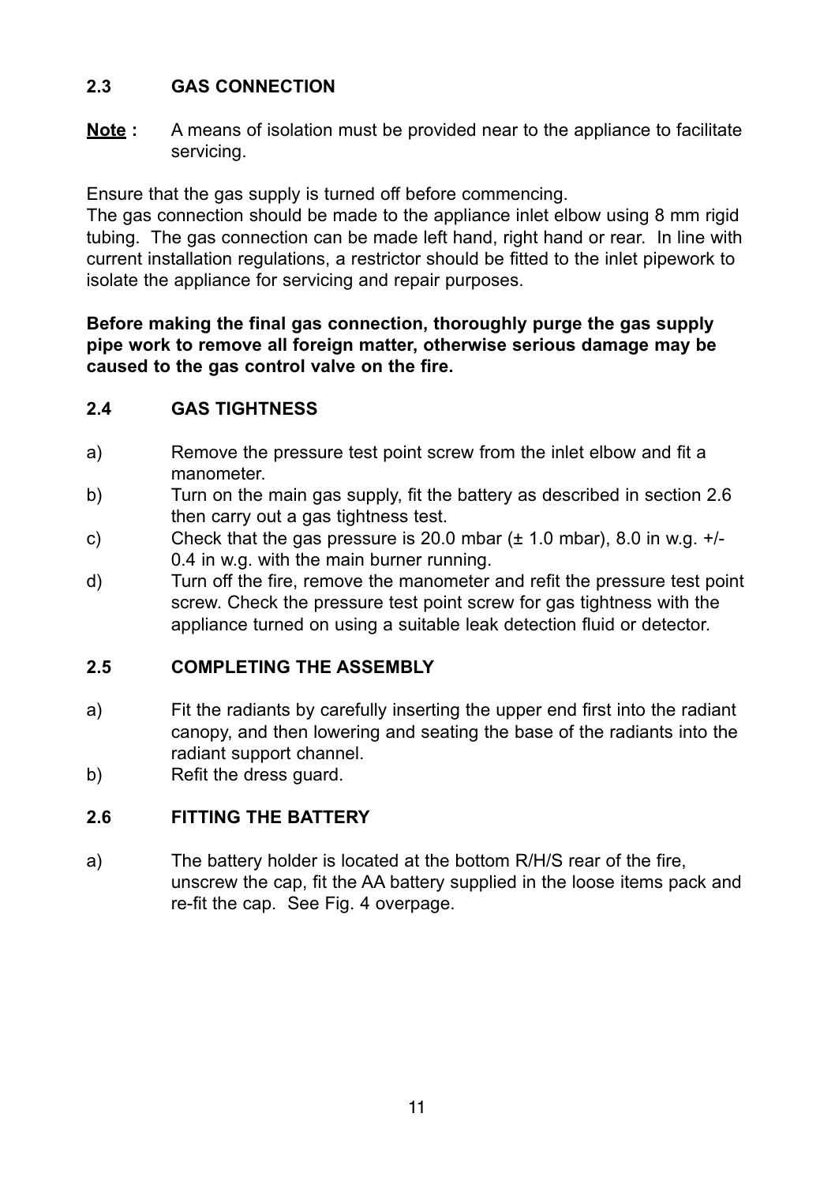## 2.3 GAS CONNECTION

**Note :** A means of isolation must be provided near to the appliance to facilitate servicing.

Ensure that the gas supply is turned off before commencing.
The gas connection should be made to the appliance inlet elbow using 8 mm rigid tubing. The gas connection can be made left hand, right hand or rear. In line with current installation regulations, a restrictor should be fitted to the inlet pipework to isolate the appliance for servicing and repair purposes.

**Before making the final gas connection, thoroughly purge the gas supply pipe work to remove all foreign matter, otherwise serious damage may be caused to the gas control valve on the fire.**

## 2.4 GAS TIGHTNESS

a) Remove the pressure test point screw from the inlet elbow and fit a manometer.

b) Turn on the main gas supply, fit the battery as described in section 2.6 then carry out a gas tightness test.

c) Check that the gas pressure is 20.0 mbar (± 1.0 mbar), 8.0 in w.g. +/- 0.4 in w.g. with the main burner running.

d) Turn off the fire, remove the manometer and refit the pressure test point screw. Check the pressure test point screw for gas tightness with the appliance turned on using a suitable leak detection fluid or detector.

## 2.5 COMPLETING THE ASSEMBLY

a) Fit the radiants by carefully inserting the upper end first into the radiant canopy, and then lowering and seating the base of the radiants into the radiant support channel.

b) Refit the dress guard.

## 2.6 FITTING THE BATTERY

a) The battery holder is located at the bottom R/H/S rear of the fire, unscrew the cap, fit the AA battery supplied in the loose items pack and re-fit the cap. See Fig. 4 overpage.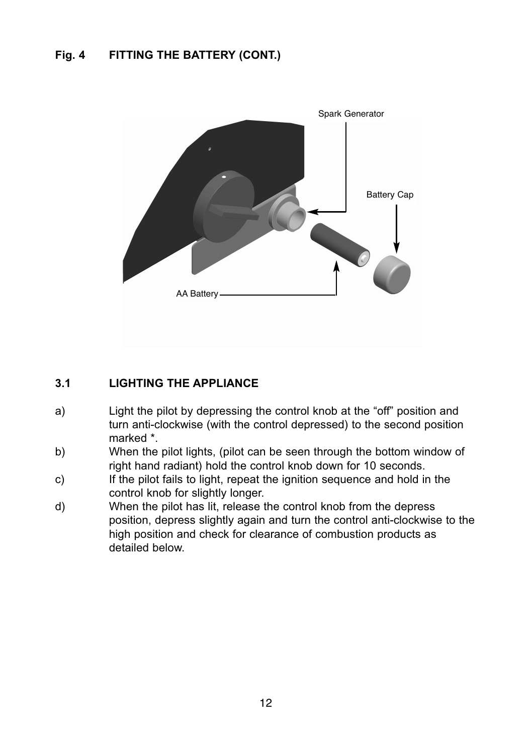**Fig. 4 FITTING THE BATTERY (CONT.)**

Spark Generator

Battery Cap

AA Battery

### 3.1 LIGHTING THE APPLIANCE

a) Light the pilot by depressing the control knob at the “off” position and turn anti-clockwise (with the control depressed) to the second position marked *.

b) When the pilot lights, (pilot can be seen through the bottom window of right hand radiant) hold the control knob down for 10 seconds.

c) If the pilot fails to light, repeat the ignition sequence and hold in the control knob for slightly longer.

d) When the pilot has lit, release the control knob from the depress position, depress slightly again and turn the control anti-clockwise to the high position and check for clearance of combustion products as detailed below.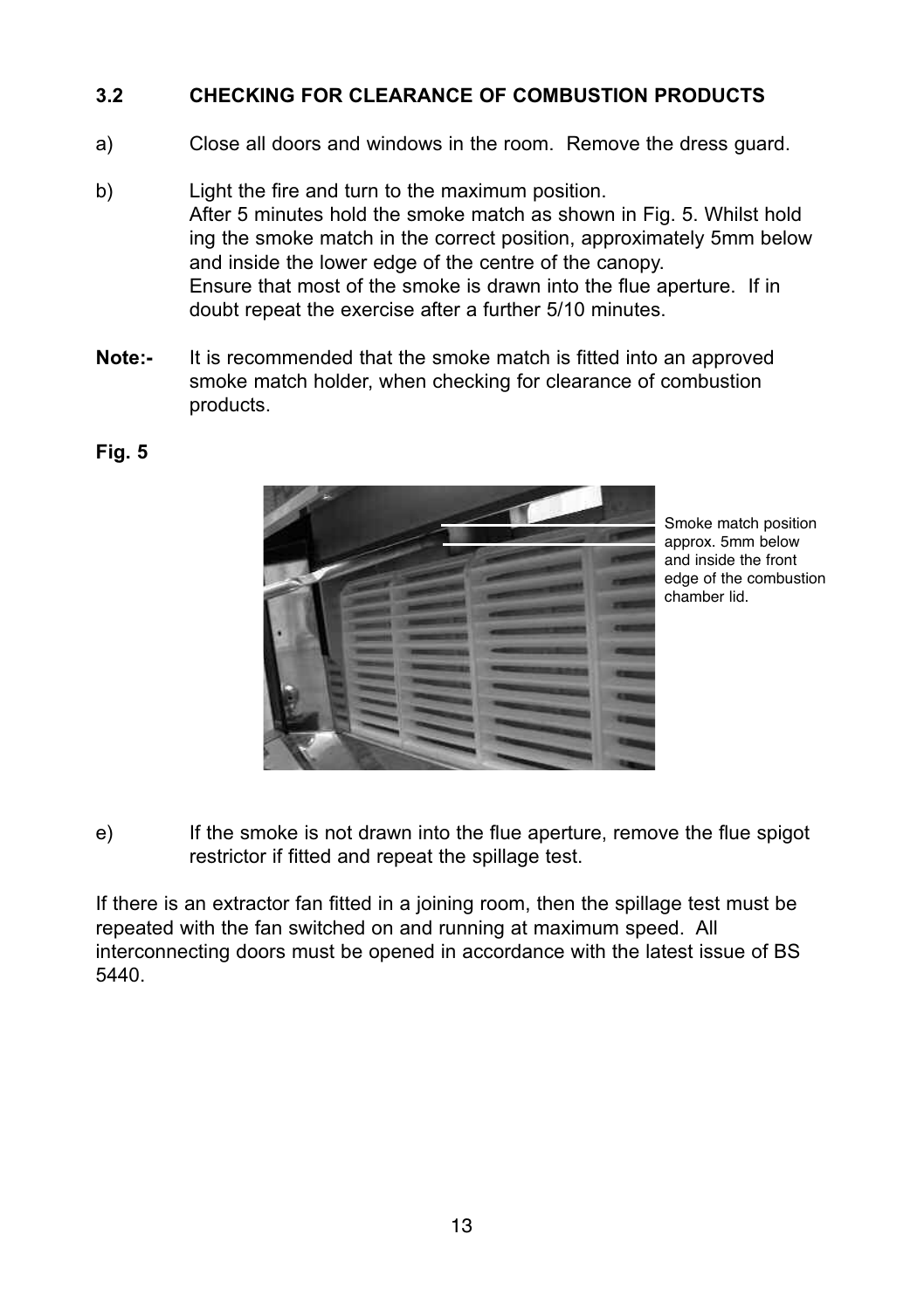### 3.2 CHECKING FOR CLEARANCE OF COMBUSTION PRODUCTS

a) Close all doors and windows in the room. Remove the dress guard.

b) Light the fire and turn to the maximum position.
After 5 minutes hold the smoke match as shown in Fig. 5. Whilst hold ing the smoke match in the correct position, approximately 5mm below and inside the lower edge of the centre of the canopy.
Ensure that most of the smoke is drawn into the flue aperture. If in doubt repeat the exercise after a further 5/10 minutes.

**Note:-** It is recommended that the smoke match is fitted into an approved smoke match holder, when checking for clearance of combustion products.

**Fig. 5**

Smoke match position approx. 5mm below and inside the front edge of the combustion chamber lid.

e) If the smoke is not drawn into the flue aperture, remove the flue spigot restrictor if fitted and repeat the spillage test.

If there is an extractor fan fitted in a joining room, then the spillage test must be repeated with the fan switched on and running at maximum speed. All interconnecting doors must be opened in accordance with the latest issue of BS 5440.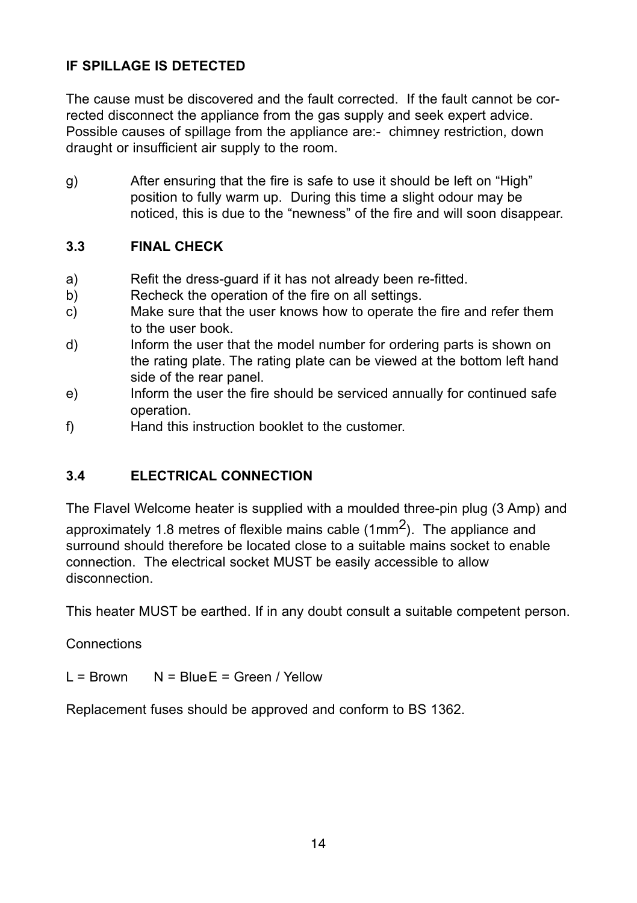**IF SPILLAGE IS DETECTED**

The cause must be discovered and the fault corrected. If the fault cannot be corrected disconnect the appliance from the gas supply and seek expert advice. Possible causes of spillage from the appliance are:- chimney restriction, down draught or insufficient air supply to the room.

g) After ensuring that the fire is safe to use it should be left on “High” position to fully warm up. During this time a slight odour may be noticed, this is due to the “newness” of the fire and will soon disappear.

### 3.3 FINAL CHECK

a) Refit the dress-guard if it has not already been re-fitted.

b) Recheck the operation of the fire on all settings.

c) Make sure that the user knows how to operate the fire and refer them to the user book.

d) Inform the user that the model number for ordering parts is shown on the rating plate. The rating plate can be viewed at the bottom left hand side of the rear panel.

e) Inform the user the fire should be serviced annually for continued safe operation.

f) Hand this instruction booklet to the customer.

### 3.4 ELECTRICAL CONNECTION

The Flavel Welcome heater is supplied with a moulded three-pin plug (3 Amp) and approximately 1.8 metres of flexible mains cable ($1mm^2$). The appliance and surround should therefore be located close to a suitable mains socket to enable connection. The electrical socket MUST be easily accessible to allow disconnection.

This heater MUST be earthed. If in any doubt consult a suitable competent person.

Connections

L = Brown N = Blue E = Green / Yellow

Replacement fuses should be approved and conform to BS 1362.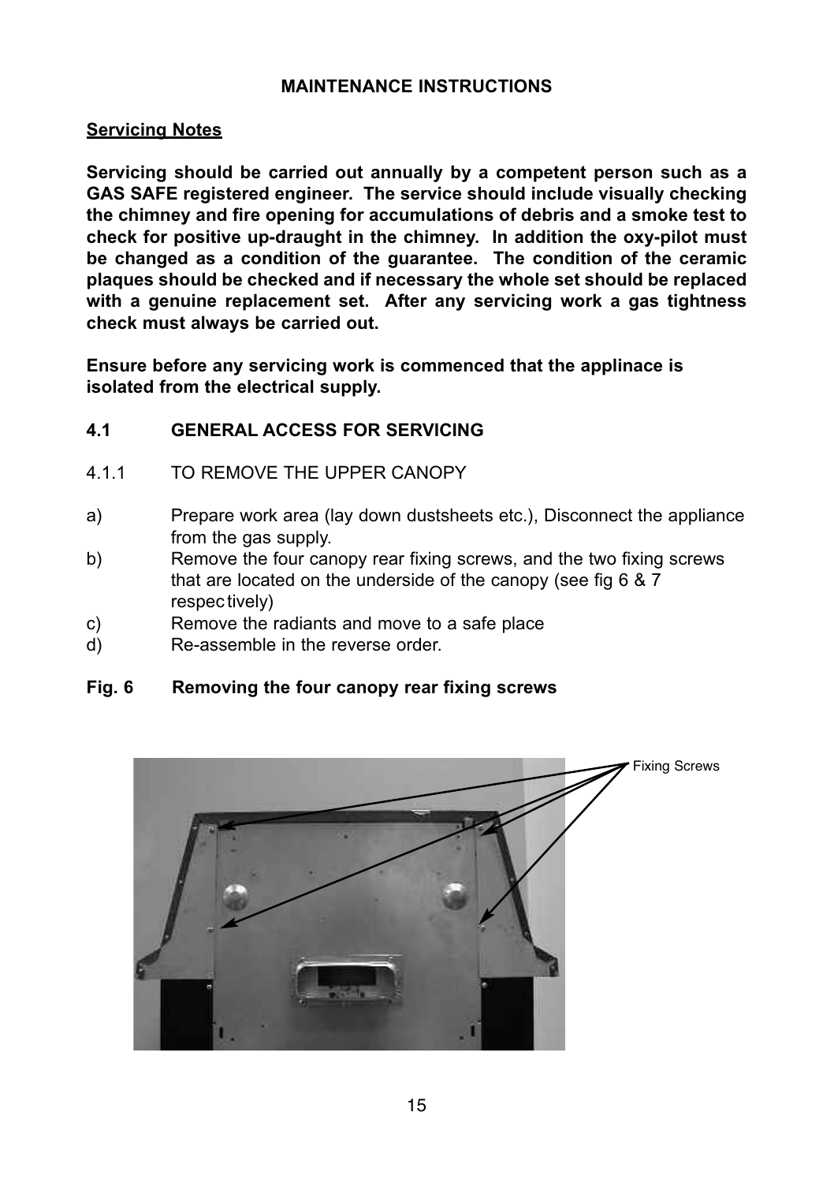## MAINTENANCE INSTRUCTIONS

### Servicing Notes

**Servicing should be carried out annually by a competent person such as a GAS SAFE registered engineer. The service should include visually checking the chimney and fire opening for accumulations of debris and a smoke test to check for positive up-draught in the chimney. In addition the oxy-pilot must be changed as a condition of the guarantee. The condition of the ceramic plaques should be checked and if necessary the whole set should be replaced with a genuine replacement set. After any servicing work a gas tightness check must always be carried out.**

**Ensure before any servicing work is commenced that the applinace is isolated from the electrical supply.**

### 4.1 GENERAL ACCESS FOR SERVICING

4.1.1 TO REMOVE THE UPPER CANOPY

a) Prepare work area (lay down dustsheets etc.), Disconnect the appliance from the gas supply.
b) Remove the four canopy rear fixing screws, and the two fixing screws that are located on the underside of the canopy (see fig 6 & 7 respec tively)
c) Remove the radiants and move to a safe place
d) Re-assemble in the reverse order.

**Fig. 6 Removing the four canopy rear fixing screws**

Fixing Screws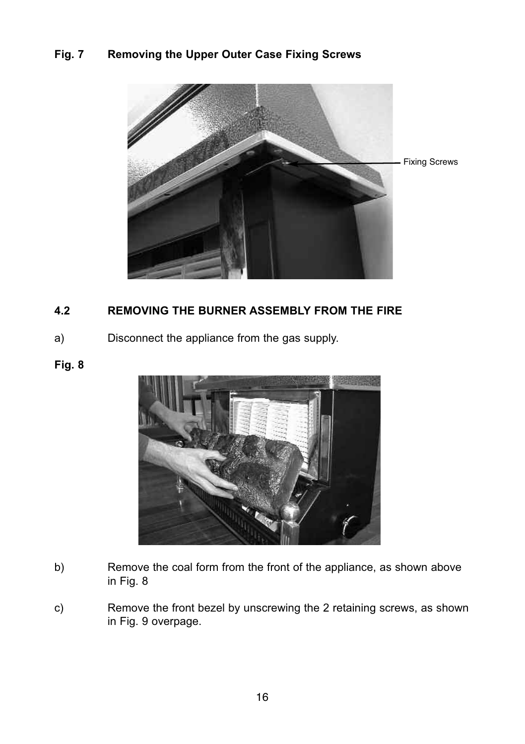**Fig. 7 Removing the Upper Outer Case Fixing Screws**

Fixing Screws

## 4.2 REMOVING THE BURNER ASSEMBLY FROM THE FIRE

a) Disconnect the appliance from the gas supply.

**Fig. 8**

b) Remove the coal form from the front of the appliance, as shown above in Fig. 8

c) Remove the front bezel by unscrewing the 2 retaining screws, as shown in Fig. 9 overpage.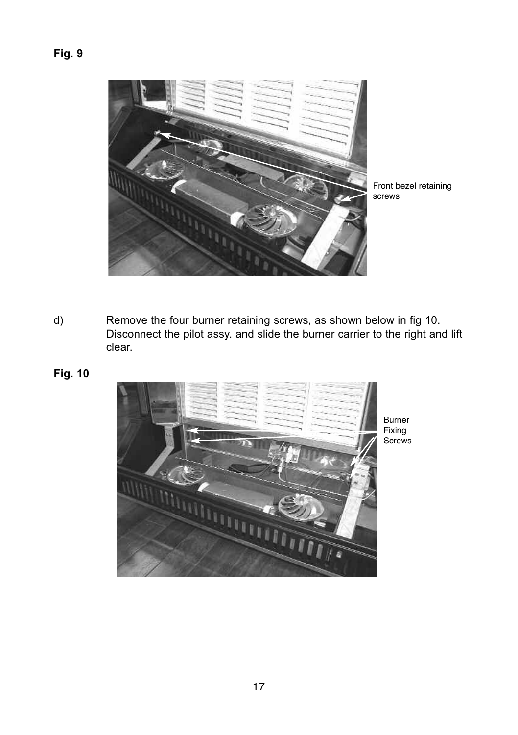**Fig. 9**

Front bezel retaining screws

d) Remove the four burner retaining screws, as shown below in fig 10. Disconnect the pilot assy. and slide the burner carrier to the right and lift clear.

**Fig. 10**

Burner Fixing Screws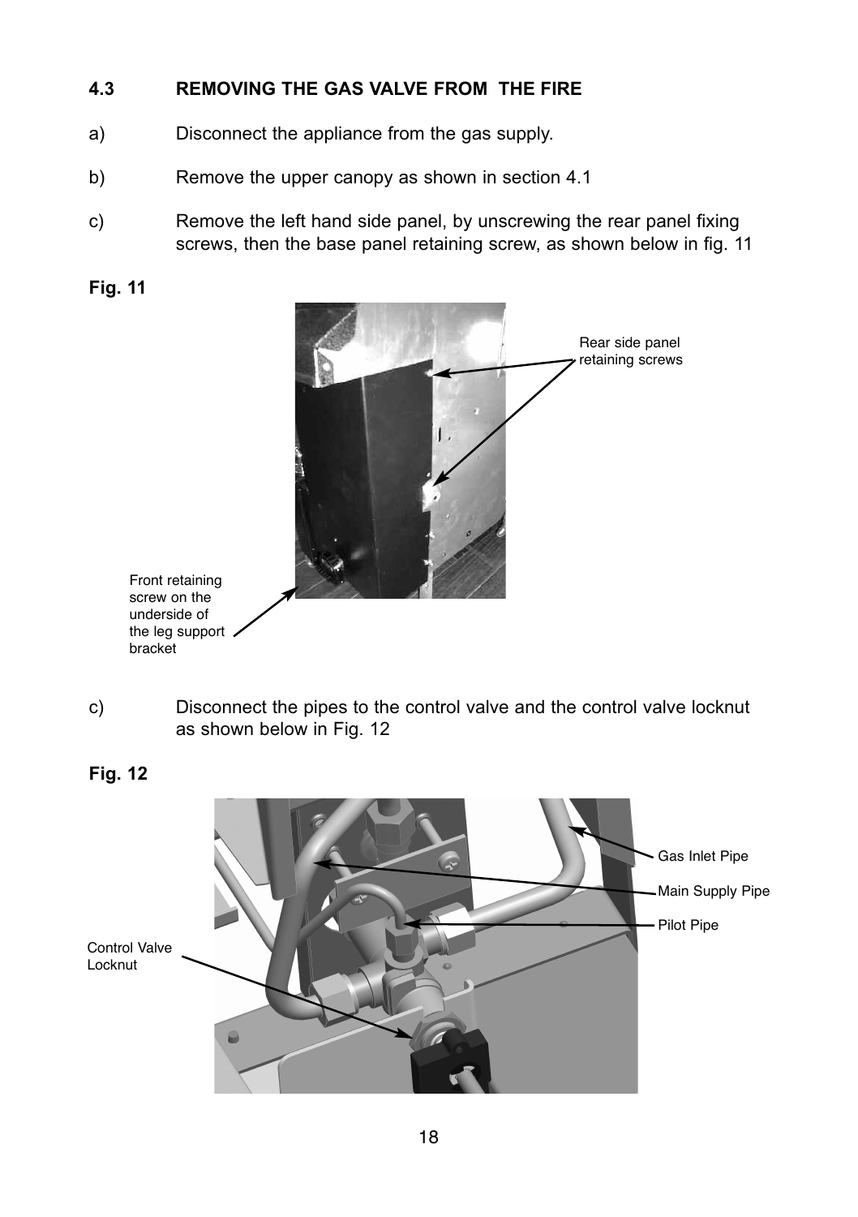## 4.3 REMOVING THE GAS VALVE FROM THE FIRE

a) Disconnect the appliance from the gas supply.

b) Remove the upper canopy as shown in section 4.1

c) Remove the left hand side panel, by unscrewing the rear panel fixing screws, then the base panel retaining screw, as shown below in fig. 11

**Fig. 11**

Rear side panel retaining screws

Front retaining screw on the underside of the leg support bracket

c) Disconnect the pipes to the control valve and the control valve locknut as shown below in Fig. 12

**Fig. 12**

Gas Inlet Pipe

Main Supply Pipe

Pilot Pipe

Control Valve Locknut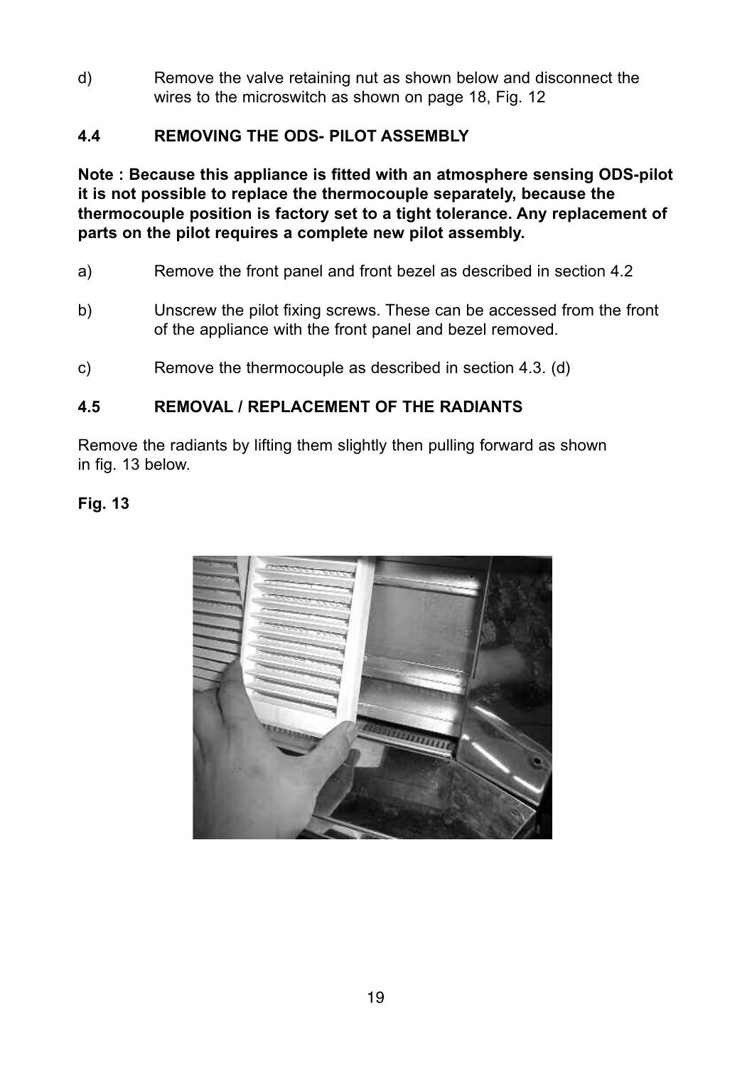d) Remove the valve retaining nut as shown below and disconnect the wires to the microswitch as shown on page 18, Fig. 12

### 4.4 REMOVING THE ODS- PILOT ASSEMBLY

**Note : Because this appliance is fitted with an atmosphere sensing ODS-pilot it is not possible to replace the thermocouple separately, because the thermocouple position is factory set to a tight tolerance. Any replacement of parts on the pilot requires a complete new pilot assembly.**

a) Remove the front panel and front bezel as described in section 4.2

b) Unscrew the pilot fixing screws. These can be accessed from the front of the appliance with the front panel and bezel removed.

c) Remove the thermocouple as described in section 4.3. (d)

### 4.5 REMOVAL / REPLACEMENT OF THE RADIANTS

Remove the radiants by lifting them slightly then pulling forward as shown in fig. 13 below.

**Fig. 13**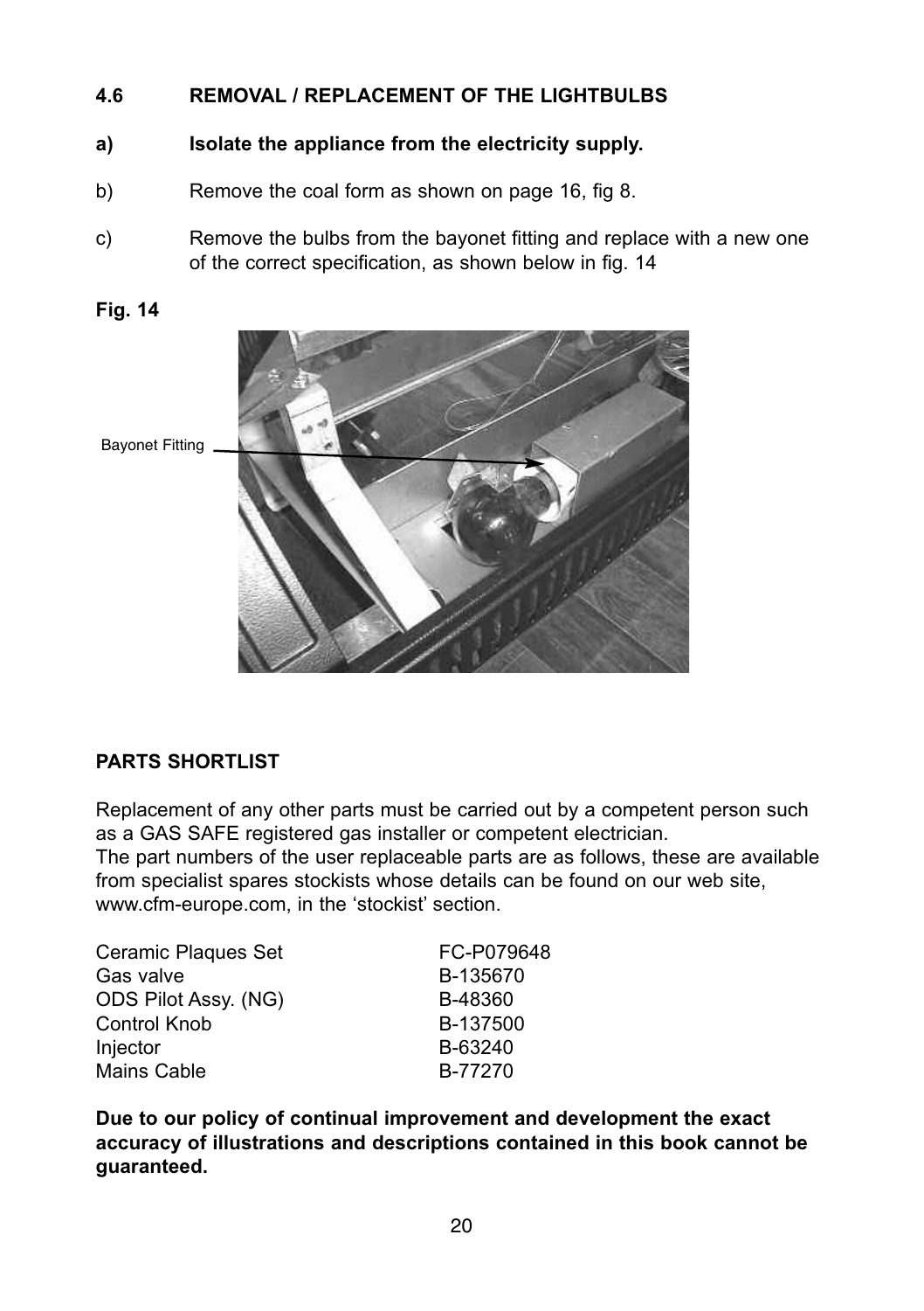## 4.6 REMOVAL / REPLACEMENT OF THE LIGHTBULBS

**a) Isolate the appliance from the electricity supply.**

b) Remove the coal form as shown on page 16, fig 8.

c) Remove the bulbs from the bayonet fitting and replace with a new one of the correct specification, as shown below in fig. 14

**Fig. 14**

Bayonet Fitting

## PARTS SHORTLIST

Replacement of any other parts must be carried out by a competent person such as a GAS SAFE registered gas installer or competent electrician.
The part numbers of the user replaceable parts are as follows, these are available from specialist spares stockists whose details can be found on our web site, www.cfm-europe.com, in the 'stockist' section.

| Part | Number |
|---|---|
| Ceramic Plaques Set | FC-P079648 |
| Gas valve | B-135670 |
| ODS Pilot Assy. (NG) | B-48360 |
| Control Knob | B-137500 |
| Injector | B-63240 |
| Mains Cable | B-77270 |

**Due to our policy of continual improvement and development the exact accuracy of illustrations and descriptions contained in this book cannot be guaranteed.**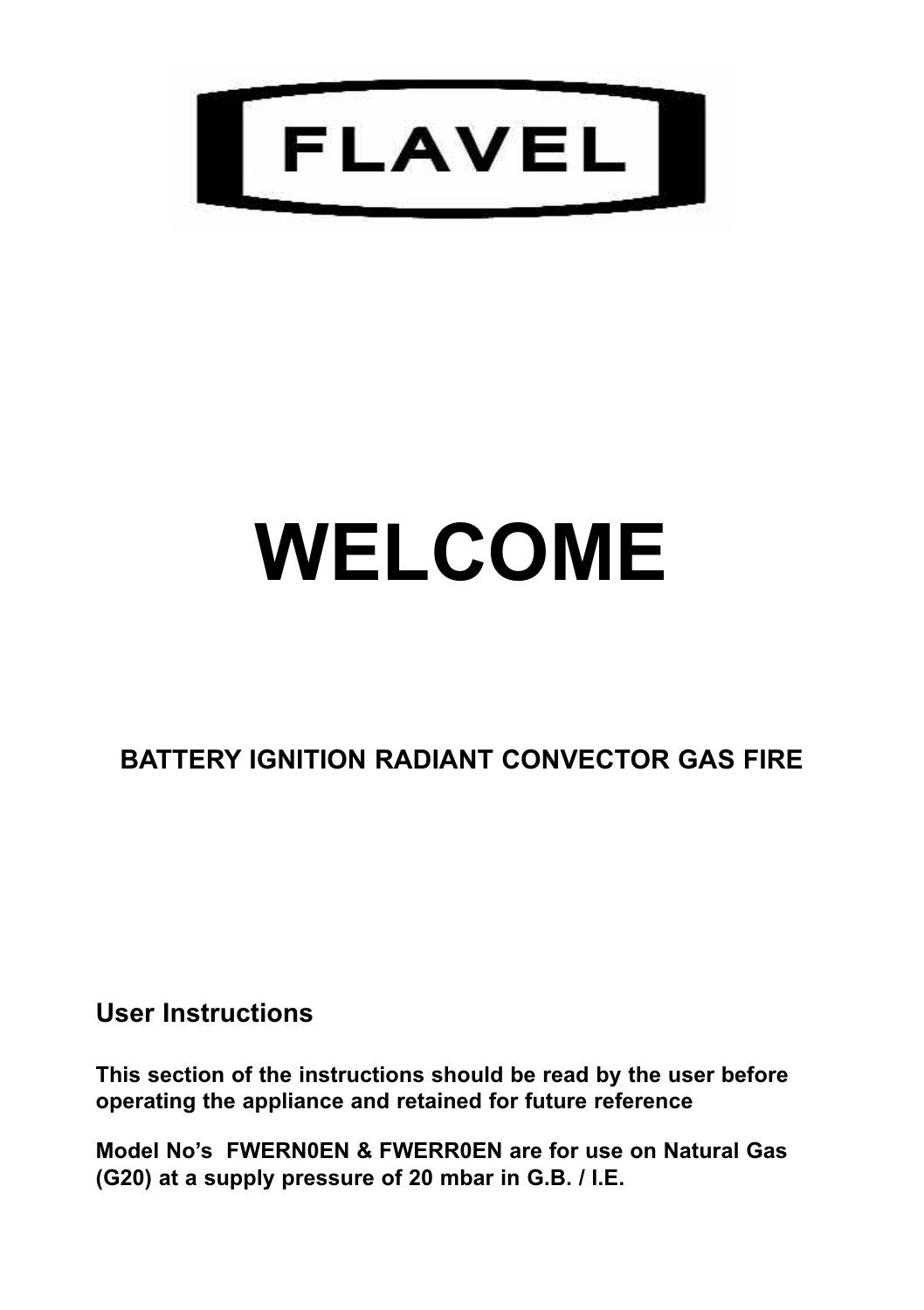FLAVEL

# WELCOME

## BATTERY IGNITION RADIANT CONVECTOR GAS FIRE

### User Instructions

**This section of the instructions should be read by the user before operating the appliance and retained for future reference**

**Model No's FWERN0EN & FWERR0EN are for use on Natural Gas (G20) at a supply pressure of 20 mbar in G.B. / I.E.**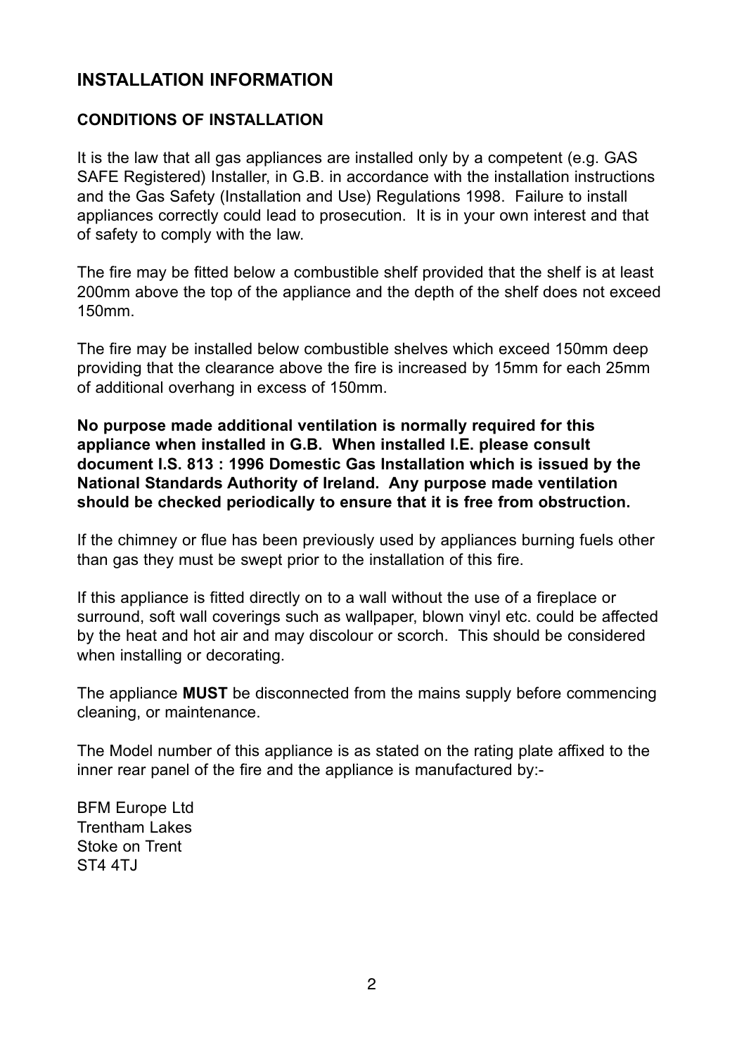## INSTALLATION INFORMATION

### CONDITIONS OF INSTALLATION

It is the law that all gas appliances are installed only by a competent (e.g. GAS SAFE Registered) Installer, in G.B. in accordance with the installation instructions and the Gas Safety (Installation and Use) Regulations 1998. Failure to install appliances correctly could lead to prosecution. It is in your own interest and that of safety to comply with the law.

The fire may be fitted below a combustible shelf provided that the shelf is at least 200mm above the top of the appliance and the depth of the shelf does not exceed 150mm.

The fire may be installed below combustible shelves which exceed 150mm deep providing that the clearance above the fire is increased by 15mm for each 25mm of additional overhang in excess of 150mm.

**No purpose made additional ventilation is normally required for this appliance when installed in G.B. When installed I.E. please consult document I.S. 813 : 1996 Domestic Gas Installation which is issued by the National Standards Authority of Ireland. Any purpose made ventilation should be checked periodically to ensure that it is free from obstruction.**

If the chimney or flue has been previously used by appliances burning fuels other than gas they must be swept prior to the installation of this fire.

If this appliance is fitted directly on to a wall without the use of a fireplace or surround, soft wall coverings such as wallpaper, blown vinyl etc. could be affected by the heat and hot air and may discolour or scorch. This should be considered when installing or decorating.

The appliance **MUST** be disconnected from the mains supply before commencing cleaning, or maintenance.

The Model number of this appliance is as stated on the rating plate affixed to the inner rear panel of the fire and the appliance is manufactured by:-

BFM Europe Ltd
Trentham Lakes
Stoke on Trent
ST4 4TJ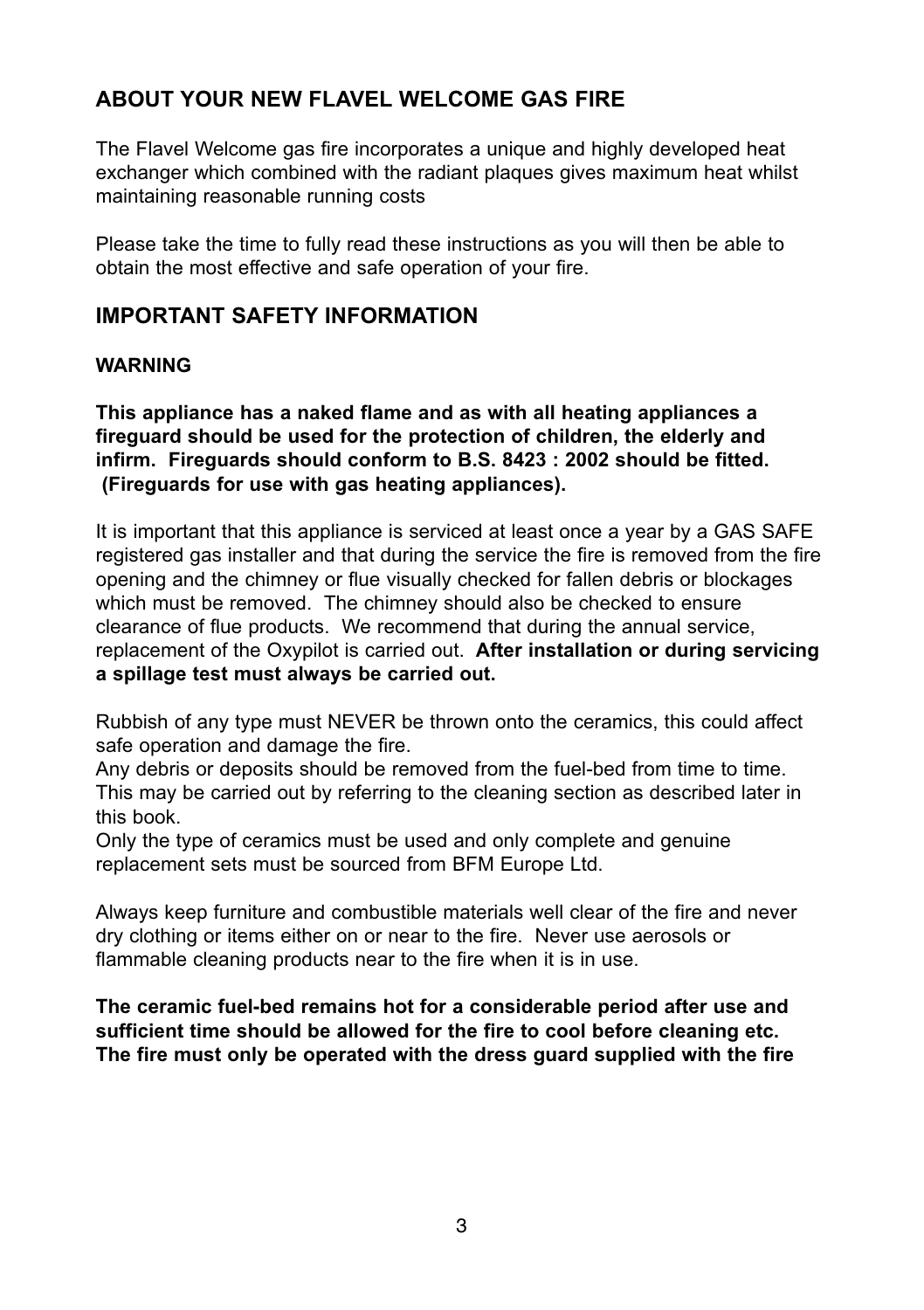## ABOUT YOUR NEW FLAVEL WELCOME GAS FIRE

The Flavel Welcome gas fire incorporates a unique and highly developed heat exchanger which combined with the radiant plaques gives maximum heat whilst maintaining reasonable running costs

Please take the time to fully read these instructions as you will then be able to obtain the most effective and safe operation of your fire.

## IMPORTANT SAFETY INFORMATION

### WARNING

**This appliance has a naked flame and as with all heating appliances a fireguard should be used for the protection of children, the elderly and infirm. Fireguards should conform to B.S. 8423 : 2002 should be fitted. (Fireguards for use with gas heating appliances).**

It is important that this appliance is serviced at least once a year by a GAS SAFE registered gas installer and that during the service the fire is removed from the fire opening and the chimney or flue visually checked for fallen debris or blockages which must be removed. The chimney should also be checked to ensure clearance of flue products. We recommend that during the annual service, replacement of the Oxypilot is carried out. **After installation or during servicing a spillage test must always be carried out.**

Rubbish of any type must NEVER be thrown onto the ceramics, this could affect safe operation and damage the fire.
Any debris or deposits should be removed from the fuel-bed from time to time. This may be carried out by referring to the cleaning section as described later in this book.
Only the type of ceramics must be used and only complete and genuine replacement sets must be sourced from BFM Europe Ltd.

Always keep furniture and combustible materials well clear of the fire and never dry clothing or items either on or near to the fire. Never use aerosols or flammable cleaning products near to the fire when it is in use.

**The ceramic fuel-bed remains hot for a considerable period after use and sufficient time should be allowed for the fire to cool before cleaning etc. The fire must only be operated with the dress guard supplied with the fire**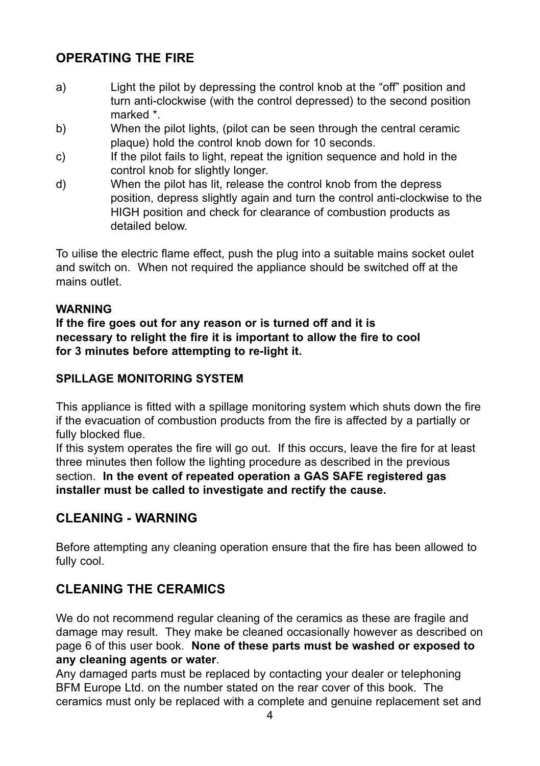## OPERATING THE FIRE

a) Light the pilot by depressing the control knob at the “off” position and turn anti-clockwise (with the control depressed) to the second position marked *.

b) When the pilot lights, (pilot can be seen through the central ceramic plaque) hold the control knob down for 10 seconds.

c) If the pilot fails to light, repeat the ignition sequence and hold in the control knob for slightly longer.

d) When the pilot has lit, release the control knob from the depress position, depress slightly again and turn the control anti-clockwise to the HIGH position and check for clearance of combustion products as detailed below.

To uilise the electric flame effect, push the plug into a suitable mains socket oulet and switch on. When not required the appliance should be switched off at the mains outlet.

**WARNING**

**If the fire goes out for any reason or is turned off and it is necessary to relight the fire it is important to allow the fire to cool for 3 minutes before attempting to re-light it.**

### SPILLAGE MONITORING SYSTEM

This appliance is fitted with a spillage monitoring system which shuts down the fire if the evacuation of combustion products from the fire is affected by a partially or fully blocked flue.

If this system operates the fire will go out. If this occurs, leave the fire for at least three minutes then follow the lighting procedure as described in the previous section. **In the event of repeated operation a GAS SAFE registered gas installer must be called to investigate and rectify the cause.**

## CLEANING - WARNING

Before attempting any cleaning operation ensure that the fire has been allowed to fully cool.

## CLEANING THE CERAMICS

We do not recommend regular cleaning of the ceramics as these are fragile and damage may result. They make be cleaned occasionally however as described on page 6 of this user book. **None of these parts must be washed or exposed to any cleaning agents or water**.

Any damaged parts must be replaced by contacting your dealer or telephoning BFM Europe Ltd. on the number stated on the rear cover of this book. The ceramics must only be replaced with a complete and genuine replacement set and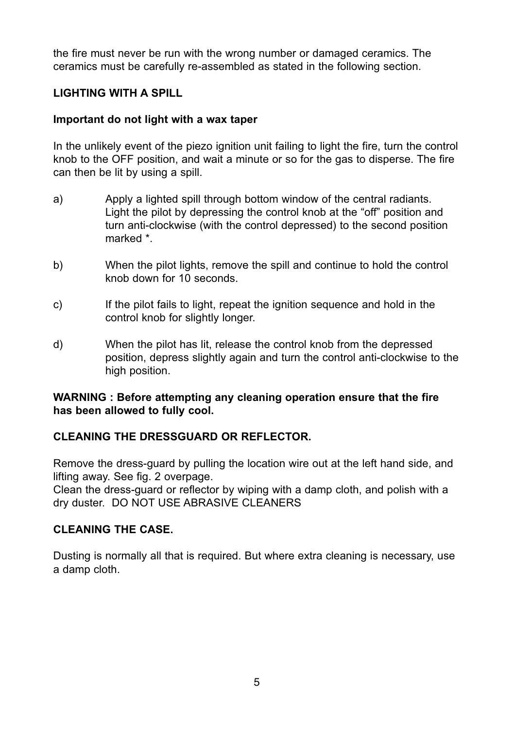the fire must never be run with the wrong number or damaged ceramics. The ceramics must be carefully re-assembled as stated in the following section.

**LIGHTING WITH A SPILL**

**Important do not light with a wax taper**

In the unlikely event of the piezo ignition unit failing to light the fire, turn the control knob to the OFF position, and wait a minute or so for the gas to disperse. The fire can then be lit by using a spill.

a) Apply a lighted spill through bottom window of the central radiants. Light the pilot by depressing the control knob at the "off" position and turn anti-clockwise (with the control depressed) to the second position marked *.

b) When the pilot lights, remove the spill and continue to hold the control knob down for 10 seconds.

c) If the pilot fails to light, repeat the ignition sequence and hold in the control knob for slightly longer.

d) When the pilot has lit, release the control knob from the depressed position, depress slightly again and turn the control anti-clockwise to the high position.

**WARNING : Before attempting any cleaning operation ensure that the fire has been allowed to fully cool.**

**CLEANING THE DRESSGUARD OR REFLECTOR.**

Remove the dress-guard by pulling the location wire out at the left hand side, and lifting away. See fig. 2 overpage.
Clean the dress-guard or reflector by wiping with a damp cloth, and polish with a dry duster. DO NOT USE ABRASIVE CLEANERS

**CLEANING THE CASE.**

Dusting is normally all that is required. But where extra cleaning is necessary, use a damp cloth.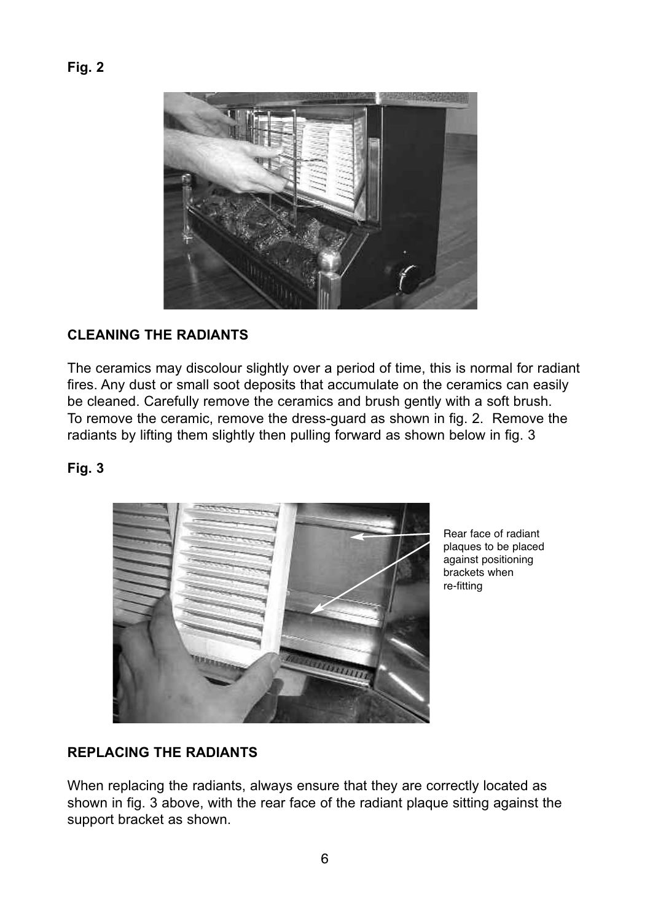**Fig. 2**

## CLEANING THE RADIANTS

The ceramics may discolour slightly over a period of time, this is normal for radiant fires. Any dust or small soot deposits that accumulate on the ceramics can easily be cleaned. Carefully remove the ceramics and brush gently with a soft brush. To remove the ceramic, remove the dress-guard as shown in fig. 2. Remove the radiants by lifting them slightly then pulling forward as shown below in fig. 3

**Fig. 3**

Rear face of radiant plaques to be placed against positioning brackets when re-fitting

## REPLACING THE RADIANTS

When replacing the radiants, always ensure that they are correctly located as shown in fig. 3 above, with the rear face of the radiant plaque sitting against the support bracket as shown.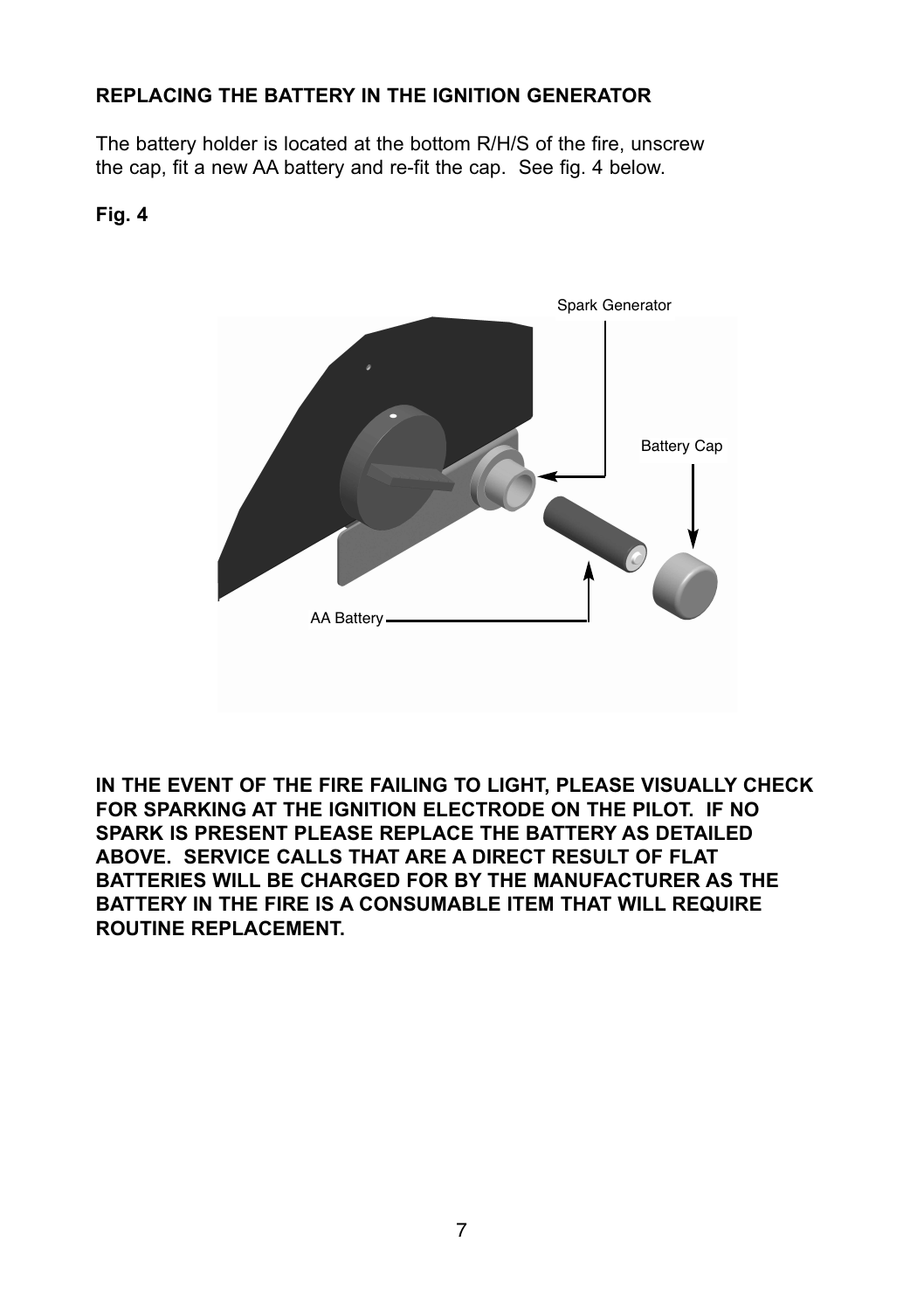**REPLACING THE BATTERY IN THE IGNITION GENERATOR**

The battery holder is located at the bottom R/H/S of the fire, unscrew the cap, fit a new AA battery and re-fit the cap. See fig. 4 below.

**Fig. 4**

Spark Generator

Battery Cap

AA Battery

**IN THE EVENT OF THE FIRE FAILING TO LIGHT, PLEASE VISUALLY CHECK FOR SPARKING AT THE IGNITION ELECTRODE ON THE PILOT. IF NO SPARK IS PRESENT PLEASE REPLACE THE BATTERY AS DETAILED ABOVE. SERVICE CALLS THAT ARE A DIRECT RESULT OF FLAT BATTERIES WILL BE CHARGED FOR BY THE MANUFACTURER AS THE BATTERY IN THE FIRE IS A CONSUMABLE ITEM THAT WILL REQUIRE ROUTINE REPLACEMENT.**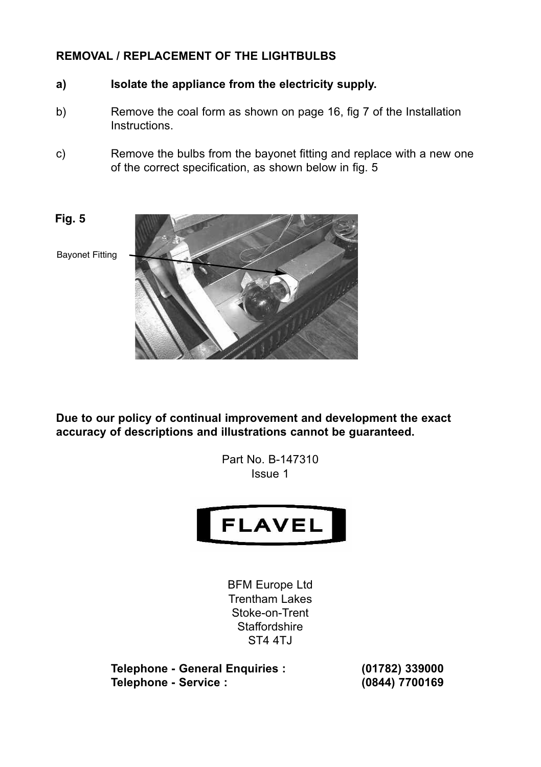## REMOVAL / REPLACEMENT OF THE LIGHTBULBS

**a) Isolate the appliance from the electricity supply.**

b) Remove the coal form as shown on page 16, fig 7 of the Installation Instructions.

c) Remove the bulbs from the bayonet fitting and replace with a new one of the correct specification, as shown below in fig. 5

**Fig. 5**

Bayonet Fitting

**Due to our policy of continual improvement and development the exact accuracy of descriptions and illustrations cannot be guaranteed.**

Part No. B-147310
Issue 1

FLAVEL

BFM Europe Ltd
Trentham Lakes
Stoke-on-Trent
Staffordshire
ST4 4TJ

**Telephone - General Enquiries : (01782) 339000**
**Telephone - Service : (0844) 7700169**